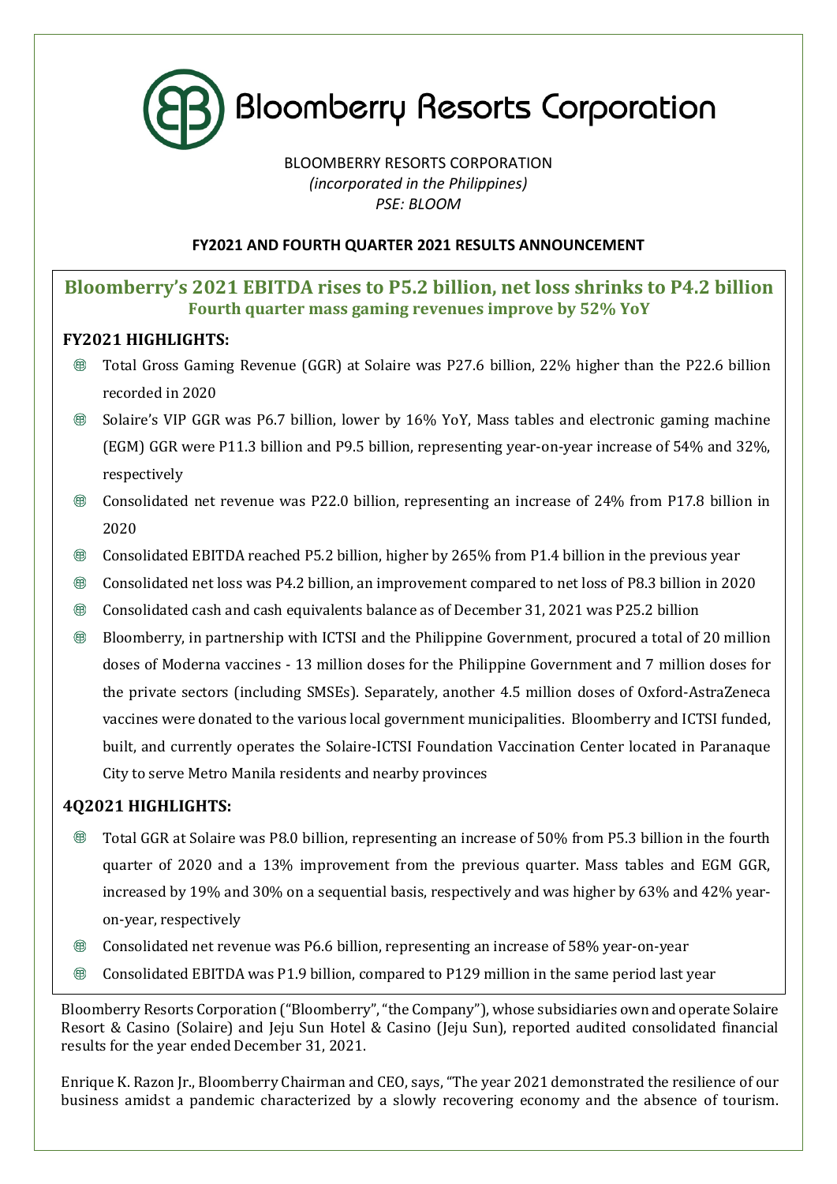# Bloomberry Resorts Corporation

BLOOMBERRY RESORTS CORPORATION
*(incorporated in the Philippines)*
*PSE: BLOOM*

**FY2021 AND FOURTH QUARTER 2021 RESULTS ANNOUNCEMENT**

## Bloomberry's 2021 EBITDA rises to P5.2 billion, net loss shrinks to P4.2 billion

### Fourth quarter mass gaming revenues improve by 52% YoY

**FY2021 HIGHLIGHTS:**

- Total Gross Gaming Revenue (GGR) at Solaire was P27.6 billion, 22% higher than the P22.6 billion recorded in 2020
- Solaire's VIP GGR was P6.7 billion, lower by 16% YoY, Mass tables and electronic gaming machine (EGM) GGR were P11.3 billion and P9.5 billion, representing year-on-year increase of 54% and 32%, respectively
- Consolidated net revenue was P22.0 billion, representing an increase of 24% from P17.8 billion in 2020
- Consolidated EBITDA reached P5.2 billion, higher by 265% from P1.4 billion in the previous year
- Consolidated net loss was P4.2 billion, an improvement compared to net loss of P8.3 billion in 2020
- Consolidated cash and cash equivalents balance as of December 31, 2021 was P25.2 billion
- Bloomberry, in partnership with ICTSI and the Philippine Government, procured a total of 20 million doses of Moderna vaccines - 13 million doses for the Philippine Government and 7 million doses for the private sectors (including SMSEs). Separately, another 4.5 million doses of Oxford-AstraZeneca vaccines were donated to the various local government municipalities. Bloomberry and ICTSI funded, built, and currently operates the Solaire-ICTSI Foundation Vaccination Center located in Paranaque City to serve Metro Manila residents and nearby provinces

**4Q2021 HIGHLIGHTS:**

- Total GGR at Solaire was P8.0 billion, representing an increase of 50% from P5.3 billion in the fourth quarter of 2020 and a 13% improvement from the previous quarter. Mass tables and EGM GGR, increased by 19% and 30% on a sequential basis, respectively and was higher by 63% and 42% year-on-year, respectively
- Consolidated net revenue was P6.6 billion, representing an increase of 58% year-on-year
- Consolidated EBITDA was P1.9 billion, compared to P129 million in the same period last year

Bloomberry Resorts Corporation ("Bloomberry", "the Company"), whose subsidiaries own and operate Solaire Resort & Casino (Solaire) and Jeju Sun Hotel & Casino (Jeju Sun), reported audited consolidated financial results for the year ended December 31, 2021.

Enrique K. Razon Jr., Bloomberry Chairman and CEO, says, "The year 2021 demonstrated the resilience of our business amidst a pandemic characterized by a slowly recovering economy and the absence of tourism.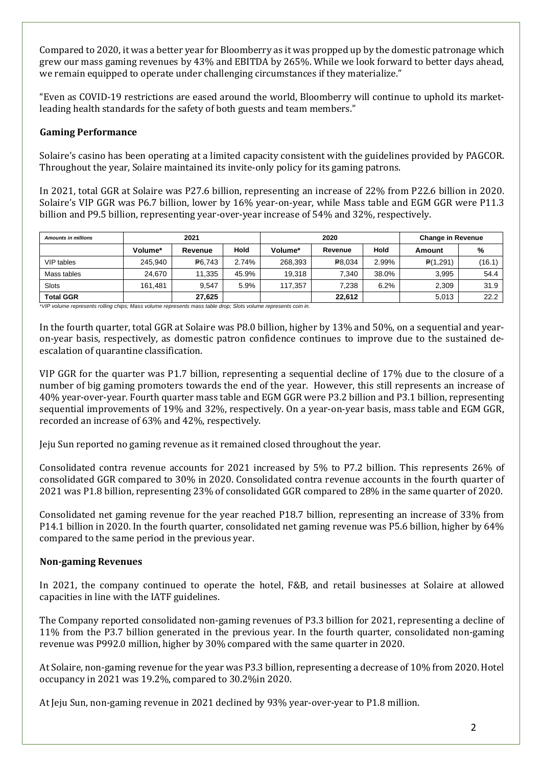Compared to 2020, it was a better year for Bloomberry as it was propped up by the domestic patronage which grew our mass gaming revenues by 43% and EBITDA by 265%. While we look forward to better days ahead, we remain equipped to operate under challenging circumstances if they materialize."

"Even as COVID-19 restrictions are eased around the world, Bloomberry will continue to uphold its market-leading health standards for the safety of both guests and team members."

## Gaming Performance

Solaire's casino has been operating at a limited capacity consistent with the guidelines provided by PAGCOR. Throughout the year, Solaire maintained its invite-only policy for its gaming patrons.

In 2021, total GGR at Solaire was P27.6 billion, representing an increase of 22% from P22.6 billion in 2020. Solaire's VIP GGR was P6.7 billion, lower by 16% year-on-year, while Mass table and EGM GGR were P11.3 billion and P9.5 billion, representing year-over-year increase of 54% and 32%, respectively.

| *Amounts in millions* | 2021 | | | 2020 | | | Change in Revenue | |
|---|---|---|---|---|---|---|---|---|
| | Volume* | Revenue | Hold | Volume* | Revenue | Hold | Amount | % |
| VIP tables | 245,940 | ₱6,743 | 2.74% | 268,393 | ₱8,034 | 2.99% | ₱(1,291) | (16.1) |
| Mass tables | 24,670 | 11,335 | 45.9% | 19,318 | 7,340 | 38.0% | 3,995 | 54.4 |
| Slots | 161,481 | 9,547 | 5.9% | 117,357 | 7,238 | 6.2% | 2,309 | 31.9 |
| **Total GGR** | | **27,625** | | | **22,612** | | 5,013 | 22.2 |

*\*VIP volume represents rolling chips; Mass volume represents mass table drop; Slots volume represents coin in.*

In the fourth quarter, total GGR at Solaire was P8.0 billion, higher by 13% and 50%, on a sequential and year-on-year basis, respectively, as domestic patron confidence continues to improve due to the sustained de-escalation of quarantine classification.

VIP GGR for the quarter was P1.7 billion, representing a sequential decline of 17% due to the closure of a number of big gaming promoters towards the end of the year. However, this still represents an increase of 40% year-over-year. Fourth quarter mass table and EGM GGR were P3.2 billion and P3.1 billion, representing sequential improvements of 19% and 32%, respectively. On a year-on-year basis, mass table and EGM GGR, recorded an increase of 63% and 42%, respectively.

Jeju Sun reported no gaming revenue as it remained closed throughout the year.

Consolidated contra revenue accounts for 2021 increased by 5% to P7.2 billion. This represents 26% of consolidated GGR compared to 30% in 2020. Consolidated contra revenue accounts in the fourth quarter of 2021 was P1.8 billion, representing 23% of consolidated GGR compared to 28% in the same quarter of 2020.

Consolidated net gaming revenue for the year reached P18.7 billion, representing an increase of 33% from P14.1 billion in 2020. In the fourth quarter, consolidated net gaming revenue was P5.6 billion, higher by 64% compared to the same period in the previous year.

## Non-gaming Revenues

In 2021, the company continued to operate the hotel, F&B, and retail businesses at Solaire at allowed capacities in line with the IATF guidelines.

The Company reported consolidated non-gaming revenues of P3.3 billion for 2021, representing a decline of 11% from the P3.7 billion generated in the previous year. In the fourth quarter, consolidated non-gaming revenue was P992.0 million, higher by 30% compared with the same quarter in 2020.

At Solaire, non-gaming revenue for the year was P3.3 billion, representing a decrease of 10% from 2020. Hotel occupancy in 2021 was 19.2%, compared to 30.2%in 2020.

At Jeju Sun, non-gaming revenue in 2021 declined by 93% year-over-year to P1.8 million.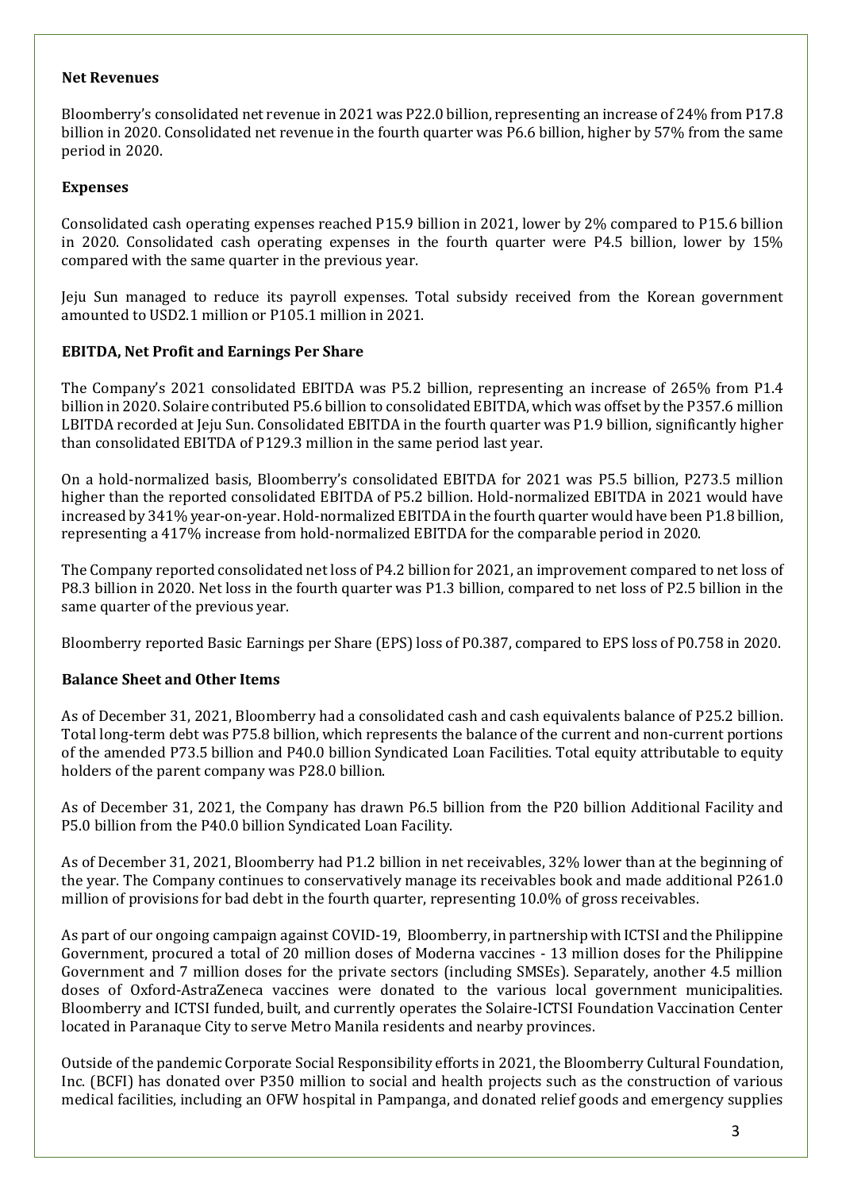**Net Revenues**

Bloomberry's consolidated net revenue in 2021 was P22.0 billion, representing an increase of 24% from P17.8 billion in 2020. Consolidated net revenue in the fourth quarter was P6.6 billion, higher by 57% from the same period in 2020.

**Expenses**

Consolidated cash operating expenses reached P15.9 billion in 2021, lower by 2% compared to P15.6 billion in 2020. Consolidated cash operating expenses in the fourth quarter were P4.5 billion, lower by 15% compared with the same quarter in the previous year.

Jeju Sun managed to reduce its payroll expenses. Total subsidy received from the Korean government amounted to USD2.1 million or P105.1 million in 2021.

**EBITDA, Net Profit and Earnings Per Share**

The Company's 2021 consolidated EBITDA was P5.2 billion, representing an increase of 265% from P1.4 billion in 2020. Solaire contributed P5.6 billion to consolidated EBITDA, which was offset by the P357.6 million LBITDA recorded at Jeju Sun. Consolidated EBITDA in the fourth quarter was P1.9 billion, significantly higher than consolidated EBITDA of P129.3 million in the same period last year.

On a hold-normalized basis, Bloomberry's consolidated EBITDA for 2021 was P5.5 billion, P273.5 million higher than the reported consolidated EBITDA of P5.2 billion. Hold-normalized EBITDA in 2021 would have increased by 341% year-on-year. Hold-normalized EBITDA in the fourth quarter would have been P1.8 billion, representing a 417% increase from hold-normalized EBITDA for the comparable period in 2020.

The Company reported consolidated net loss of P4.2 billion for 2021, an improvement compared to net loss of P8.3 billion in 2020. Net loss in the fourth quarter was P1.3 billion, compared to net loss of P2.5 billion in the same quarter of the previous year.

Bloomberry reported Basic Earnings per Share (EPS) loss of P0.387, compared to EPS loss of P0.758 in 2020.

**Balance Sheet and Other Items**

As of December 31, 2021, Bloomberry had a consolidated cash and cash equivalents balance of P25.2 billion. Total long-term debt was P75.8 billion, which represents the balance of the current and non-current portions of the amended P73.5 billion and P40.0 billion Syndicated Loan Facilities. Total equity attributable to equity holders of the parent company was P28.0 billion.

As of December 31, 2021, the Company has drawn P6.5 billion from the P20 billion Additional Facility and P5.0 billion from the P40.0 billion Syndicated Loan Facility.

As of December 31, 2021, Bloomberry had P1.2 billion in net receivables, 32% lower than at the beginning of the year. The Company continues to conservatively manage its receivables book and made additional P261.0 million of provisions for bad debt in the fourth quarter, representing 10.0% of gross receivables.

As part of our ongoing campaign against COVID-19, Bloomberry, in partnership with ICTSI and the Philippine Government, procured a total of 20 million doses of Moderna vaccines - 13 million doses for the Philippine Government and 7 million doses for the private sectors (including SMSEs). Separately, another 4.5 million doses of Oxford-AstraZeneca vaccines were donated to the various local government municipalities. Bloomberry and ICTSI funded, built, and currently operates the Solaire-ICTSI Foundation Vaccination Center located in Paranaque City to serve Metro Manila residents and nearby provinces.

Outside of the pandemic Corporate Social Responsibility efforts in 2021, the Bloomberry Cultural Foundation, Inc. (BCFI) has donated over P350 million to social and health projects such as the construction of various medical facilities, including an OFW hospital in Pampanga, and donated relief goods and emergency supplies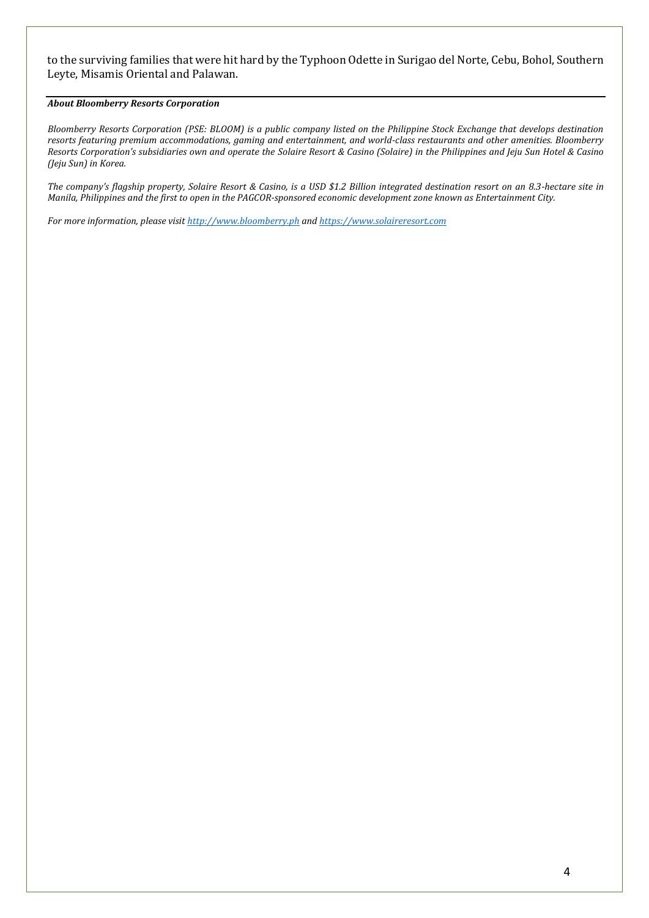to the surviving families that were hit hard by the Typhoon Odette in Surigao del Norte, Cebu, Bohol, Southern Leyte, Misamis Oriental and Palawan.

***About Bloomberry Resorts Corporation***

*Bloomberry Resorts Corporation (PSE: BLOOM) is a public company listed on the Philippine Stock Exchange that develops destination resorts featuring premium accommodations, gaming and entertainment, and world-class restaurants and other amenities. Bloomberry Resorts Corporation's subsidiaries own and operate the Solaire Resort & Casino (Solaire) in the Philippines and Jeju Sun Hotel & Casino (Jeju Sun) in Korea.*

*The company's flagship property, Solaire Resort & Casino, is a USD $1.2 Billion integrated destination resort on an 8.3-hectare site in Manila, Philippines and the first to open in the PAGCOR-sponsored economic development zone known as Entertainment City.*

*For more information, please visit [http://www.bloomberry.ph](http://www.bloomberry.ph) and [https://www.solaireresort.com](https://www.solaireresort.com)*